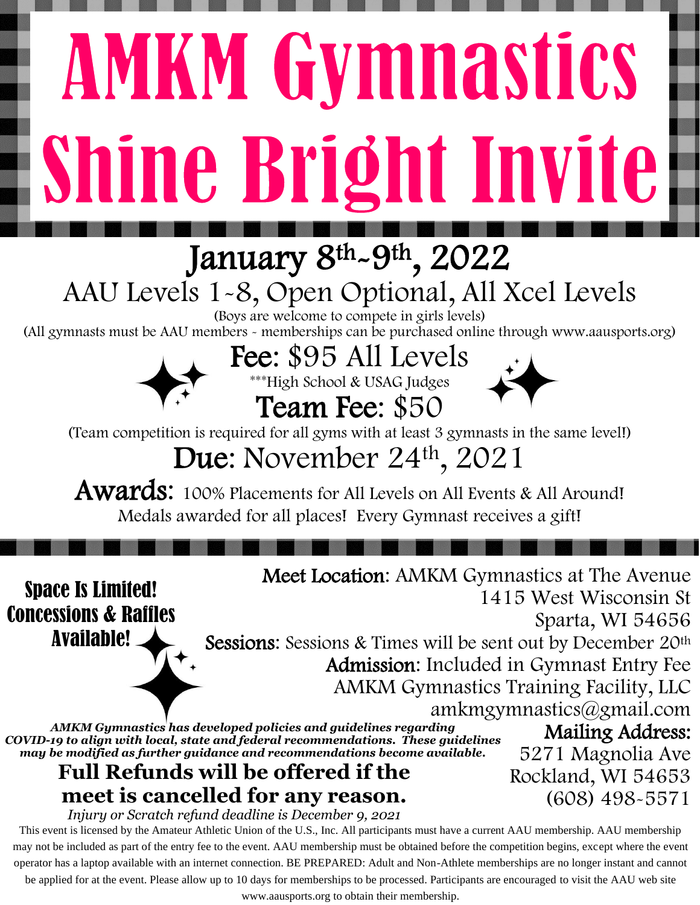# AMKM Gymnastics Shine Bright Invite

## January 8th-9th, 2022

AAU Levels 1-8, Open Optional, All Xcel Levels

(Boys are welcome to compete in girls levels)

(All gymnasts must be AAU members - memberships can be purchased online through www.aausports.org)

**Fee:** $95 All Levels

***High School & USAG Judges

**Team Fee:** $50

(Team competition is required for all gyms with at least 3 gymnasts in the same level!)

**Due:** November 24th, 2021

**Awards:** 100% Placements for All Levels on All Events & All Around!

Medals awarded for all places! Every Gymnast receives a gift!

**Space Is Limited! Concessions & Raffles Available!**

**Meet Location:** AMKM Gymnastics at The Avenue
1415 West Wisconsin St
Sparta, WI 54656

**Sessions:** Sessions & Times will be sent out by December 20th

**Admission:** Included in Gymnast Entry Fee

AMKM Gymnastics Training Facility, LLC
amkmgymnastics@gmail.com

**Mailing Address:**
5271 Magnolia Ave
Rockland, WI 54653
(608) 498-5571

***AMKM Gymnastics has developed policies and guidelines regarding COVID-19 to align with local, state and federal recommendations. These guidelines may be modified as further guidance and recommendations become available.***

**Full Refunds will be offered if the meet is cancelled for any reason.**

*Injury or Scratch refund deadline is December 9, 2021*

This event is licensed by the Amateur Athletic Union of the U.S., Inc. All participants must have a current AAU membership. AAU membership may not be included as part of the entry fee to the event. AAU membership must be obtained before the competition begins, except where the event operator has a laptop available with an internet connection. BE PREPARED: Adult and Non-Athlete memberships are no longer instant and cannot be applied for at the event. Please allow up to 10 days for memberships to be processed. Participants are encouraged to visit the AAU web site www.aausports.org to obtain their membership.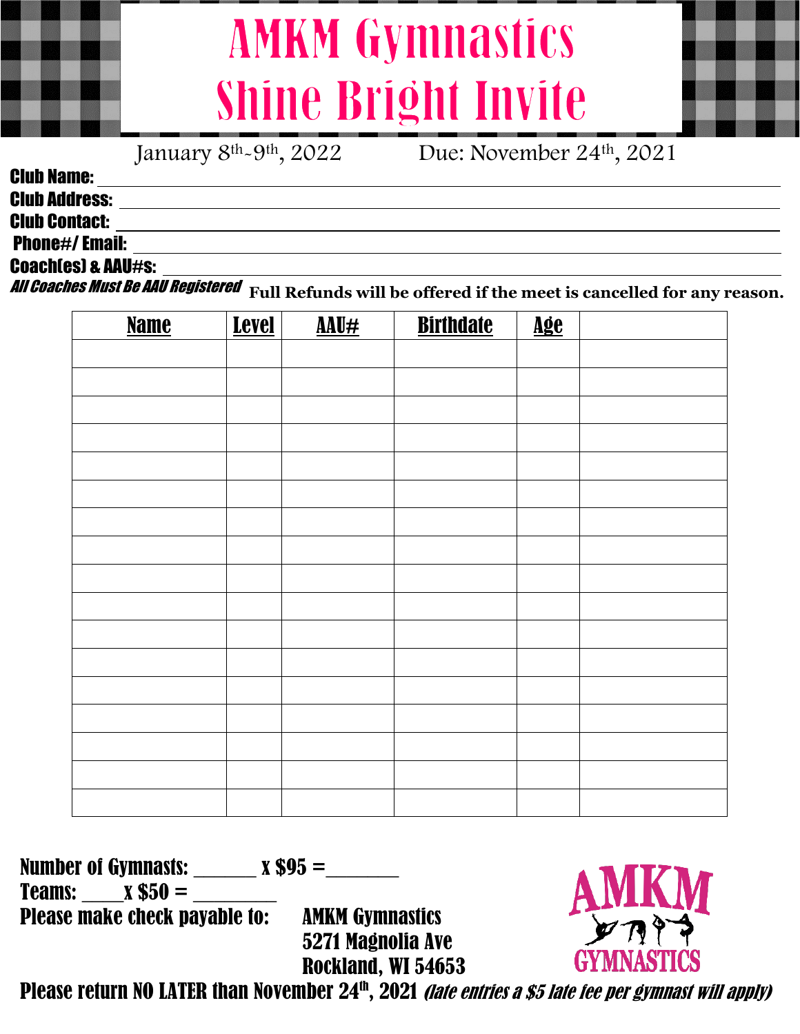# AMKM Gymnastics
# Shine Bright Invite

January 8th-9th, 2022 Due: November 24th, 2021

**Club Name:** ______________________________

**Club Address:** ______________________________

**Club Contact:** ______________________________

**Phone#/ Email:** ______________________________

**Coach(es) & AAU#s:** ______________________________

***All Coaches Must Be AAU Registered*** **Full Refunds will be offered if the meet is cancelled for any reason.**

| Name | Level | AAU# | Birthdate | Age | |
|---|---|---|---|---|---|
| | | | | | |
| | | | | | |
| | | | | | |
| | | | | | |
| | | | | | |
| | | | | | |
| | | | | | |
| | | | | | |
| | | | | | |
| | | | | | |
| | | | | | |
| | | | | | |
| | | | | | |
| | | | | | |
| | | | | | |
| | | | | | |
| | | | | | |

**Number of Gymnasts: ______ x $95 =_______**

**Teams: ____x $50 = ________**

**Please make check payable to:** **AMKM Gymnastics**
**5271 Magnolia Ave**
**Rockland, WI 54653**

AMKM GYMNASTICS

**Please return NO LATER than November 24th, 2021** ***(late entries a $5 late fee per gymnast will apply)***